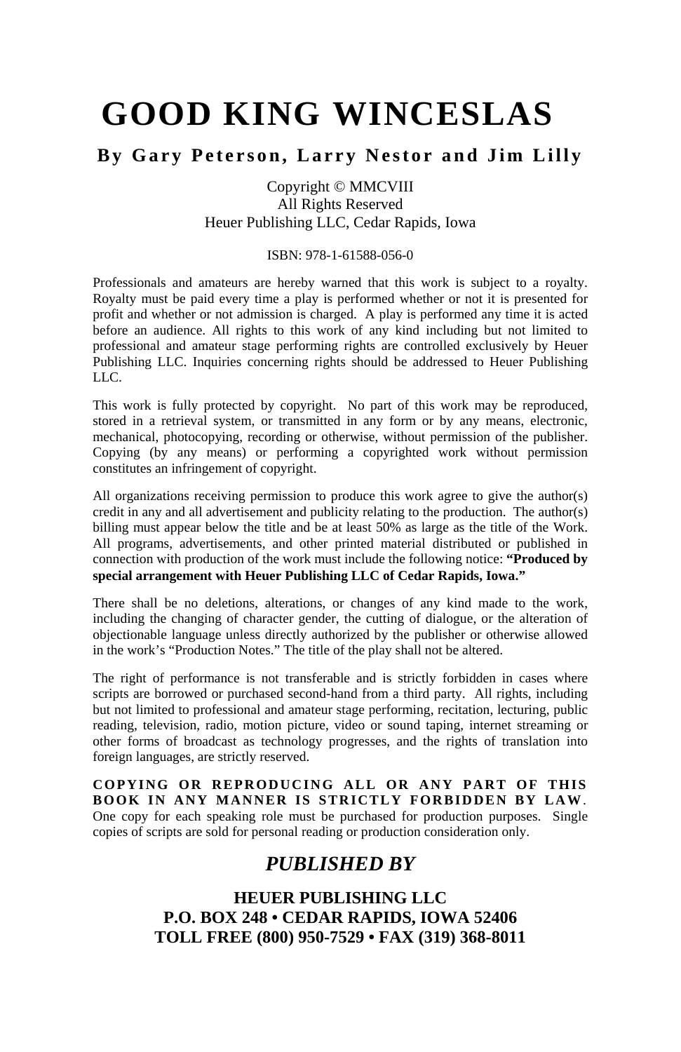# GOOD KING WINCESLAS

## By Gary Peterson, Larry Nestor and Jim Lilly

Copyright © MMCVIII
All Rights Reserved
Heuer Publishing LLC, Cedar Rapids, Iowa

ISBN: 978-1-61588-056-0

Professionals and amateurs are hereby warned that this work is subject to a royalty. Royalty must be paid every time a play is performed whether or not it is presented for profit and whether or not admission is charged. A play is performed any time it is acted before an audience. All rights to this work of any kind including but not limited to professional and amateur stage performing rights are controlled exclusively by Heuer Publishing LLC. Inquiries concerning rights should be addressed to Heuer Publishing LLC.

This work is fully protected by copyright. No part of this work may be reproduced, stored in a retrieval system, or transmitted in any form or by any means, electronic, mechanical, photocopying, recording or otherwise, without permission of the publisher. Copying (by any means) or performing a copyrighted work without permission constitutes an infringement of copyright.

All organizations receiving permission to produce this work agree to give the author(s) credit in any and all advertisement and publicity relating to the production. The author(s) billing must appear below the title and be at least 50% as large as the title of the Work. All programs, advertisements, and other printed material distributed or published in connection with production of the work must include the following notice: **"Produced by special arrangement with Heuer Publishing LLC of Cedar Rapids, Iowa."**

There shall be no deletions, alterations, or changes of any kind made to the work, including the changing of character gender, the cutting of dialogue, or the alteration of objectionable language unless directly authorized by the publisher or otherwise allowed in the work's "Production Notes." The title of the play shall not be altered.

The right of performance is not transferable and is strictly forbidden in cases where scripts are borrowed or purchased second-hand from a third party. All rights, including but not limited to professional and amateur stage performing, recitation, lecturing, public reading, television, radio, motion picture, video or sound taping, internet streaming or other forms of broadcast as technology progresses, and the rights of translation into foreign languages, are strictly reserved.

**COPYING OR REPRODUCING ALL OR ANY PART OF THIS BOOK IN ANY MANNER IS STRICTLY FORBIDDEN BY LAW**. One copy for each speaking role must be purchased for production purposes. Single copies of scripts are sold for personal reading or production consideration only.

## *PUBLISHED BY*

**HEUER PUBLISHING LLC**
**P.O. BOX 248 • CEDAR RAPIDS, IOWA 52406**
**TOLL FREE (800) 950-7529 • FAX (319) 368-8011**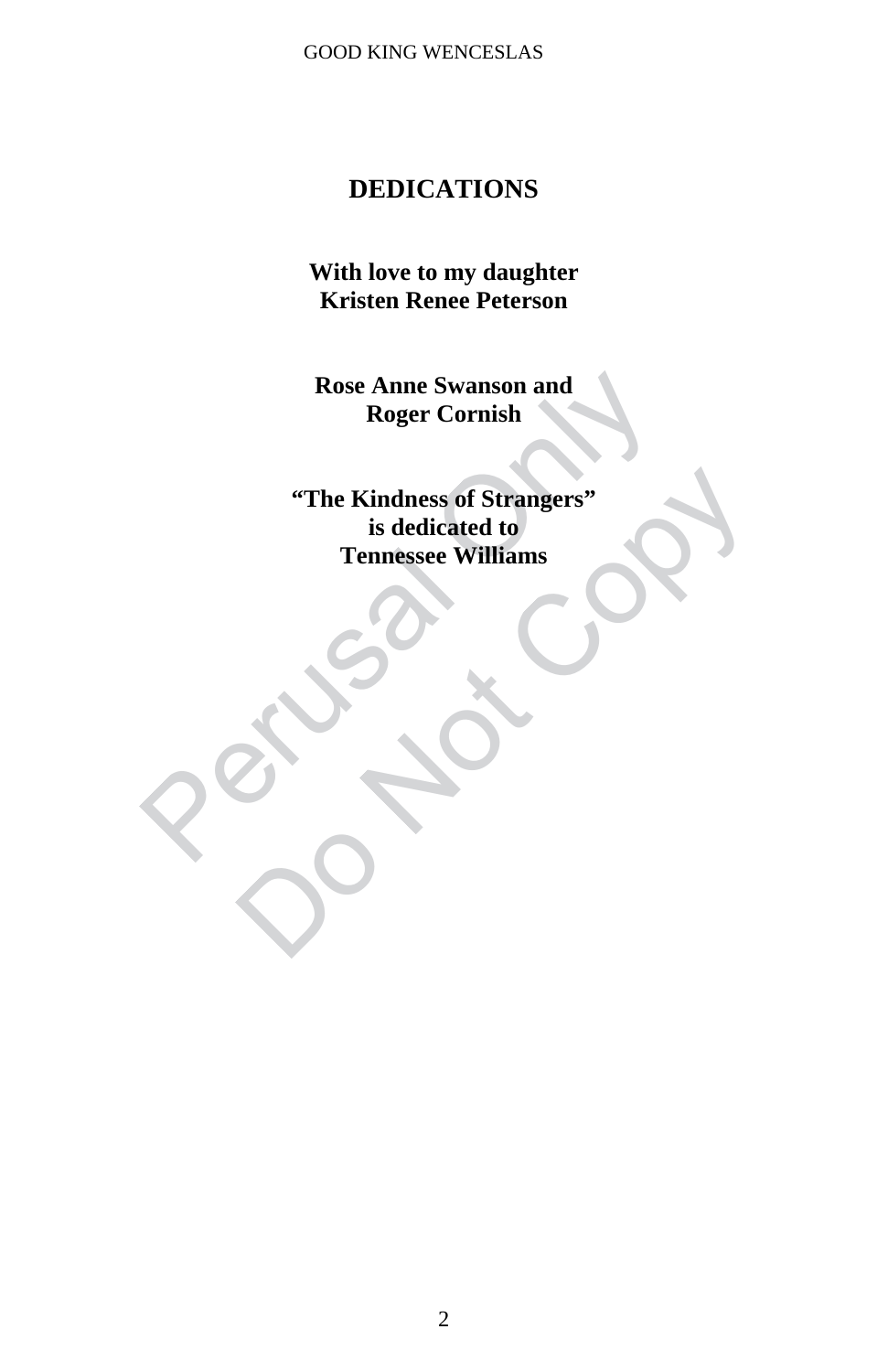# DEDICATIONS

**With love to my daughter**
**Kristen Renee Peterson**

**Rose Anne Swanson and**
**Roger Cornish**

**"The Kindness of Strangers"**
**is dedicated to**
**Tennessee Williams**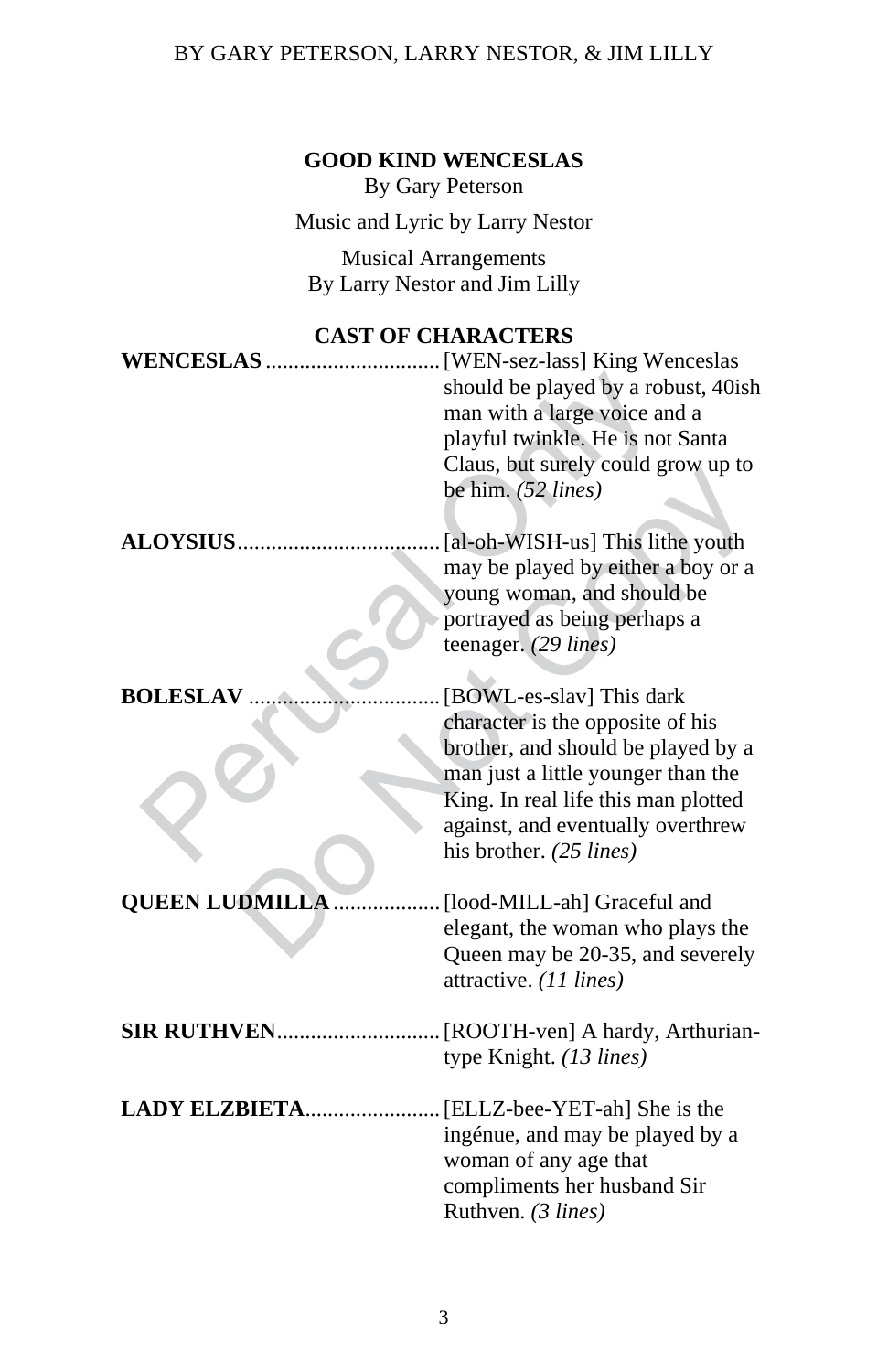# GOOD KIND WENCESLAS

By Gary Peterson

Music and Lyric by Larry Nestor

Musical Arrangements
By Larry Nestor and Jim Lilly

## CAST OF CHARACTERS

**WENCESLAS** ............................... [WEN-sez-lass] King Wenceslas should be played by a robust, 40ish man with a large voice and a playful twinkle. He is not Santa Claus, but surely could grow up to be him. *(52 lines)*

**ALOYSIUS** .................................... [al-oh-WISH-us] This lithe youth may be played by either a boy or a young woman, and should be portrayed as being perhaps a teenager. *(29 lines)*

**BOLESLAV** .................................. [BOWL-es-slav] This dark character is the opposite of his brother, and should be played by a man just a little younger than the King. In real life this man plotted against, and eventually overthrew his brother. *(25 lines)*

**QUEEN LUDMILLA** .................. [lood-MILL-ah] Graceful and elegant, the woman who plays the Queen may be 20-35, and severely attractive. *(11 lines)*

**SIR RUTHVEN** ............................. [ROOTH-ven] A hardy, Arthurian-type Knight. *(13 lines)*

**LADY ELZBIETA** ........................ [ELLZ-bee-YET-ah] She is the ingénue, and may be played by a woman of any age that compliments her husband Sir Ruthven. *(3 lines)*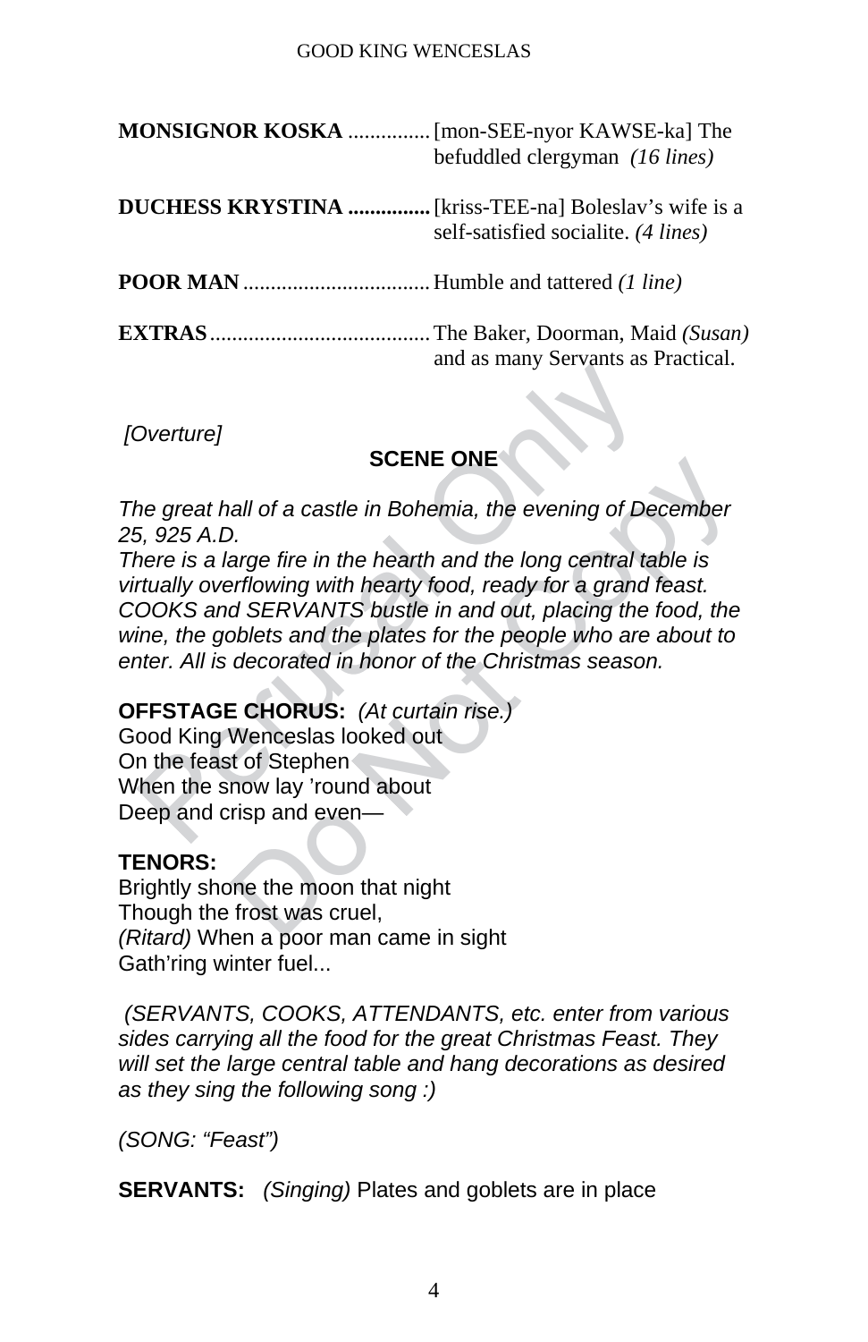**MONSIGNOR KOSKA** ............... [mon-SEE-nyor KAWSE-ka] The befuddled clergyman *(16 lines)*

**DUCHESS KRYSTINA** ............... [kriss-TEE-na] Boleslav's wife is a self-satisfied socialite. *(4 lines)*

**POOR MAN** .................................. Humble and tattered *(1 line)*

**EXTRAS** ........................................ The Baker, Doorman, Maid *(Susan)* and as many Servants as Practical.

*[Overture]*

## SCENE ONE

*The great hall of a castle in Bohemia, the evening of December 25, 925 A.D.*

*There is a large fire in the hearth and the long central table is virtually overflowing with hearty food, ready for a grand feast. COOKS and SERVANTS bustle in and out, placing the food, the wine, the goblets and the plates for the people who are about to enter. All is decorated in honor of the Christmas season.*

**OFFSTAGE CHORUS:** *(At curtain rise.)*
Good King Wenceslas looked out
On the feast of Stephen
When the snow lay 'round about
Deep and crisp and even—

**TENORS:**
Brightly shone the moon that night
Though the frost was cruel,
*(Ritard)* When a poor man came in sight
Gath'ring winter fuel...

*(SERVANTS, COOKS, ATTENDANTS, etc. enter from various sides carrying all the food for the great Christmas Feast. They will set the large central table and hang decorations as desired as they sing the following song :)*

*(SONG: "Feast")*

**SERVANTS:** *(Singing)* Plates and goblets are in place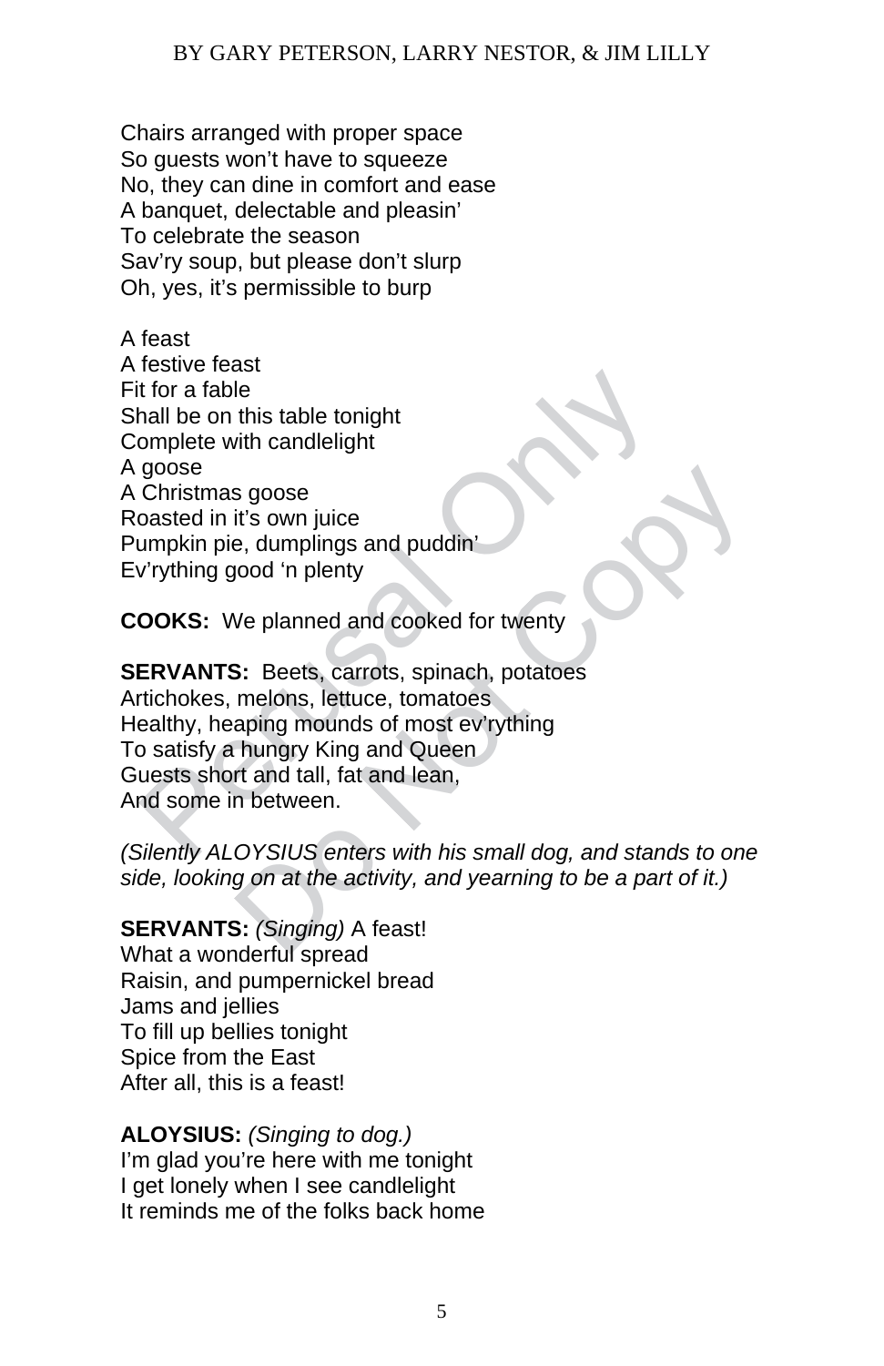Chairs arranged with proper space
So guests won't have to squeeze
No, they can dine in comfort and ease
A banquet, delectable and pleasin'
To celebrate the season
Sav'ry soup, but please don't slurp
Oh, yes, it's permissible to burp

A feast
A festive feast
Fit for a fable
Shall be on this table tonight
Complete with candlelight
A goose
A Christmas goose
Roasted in it's own juice
Pumpkin pie, dumplings and puddin'
Ev'rything good 'n plenty

**COOKS:** We planned and cooked for twenty

**SERVANTS:** Beets, carrots, spinach, potatoes
Artichokes, melons, lettuce, tomatoes
Healthy, heaping mounds of most ev'rything
To satisfy a hungry King and Queen
Guests short and tall, fat and lean,
And some in between.

*(Silently ALOYSIUS enters with his small dog, and stands to one side, looking on at the activity, and yearning to be a part of it.)*

**SERVANTS:** *(Singing)* A feast!
What a wonderful spread
Raisin, and pumpernickel bread
Jams and jellies
To fill up bellies tonight
Spice from the East
After all, this is a feast!

**ALOYSIUS:** *(Singing to dog.)*
I'm glad you're here with me tonight
I get lonely when I see candlelight
It reminds me of the folks back home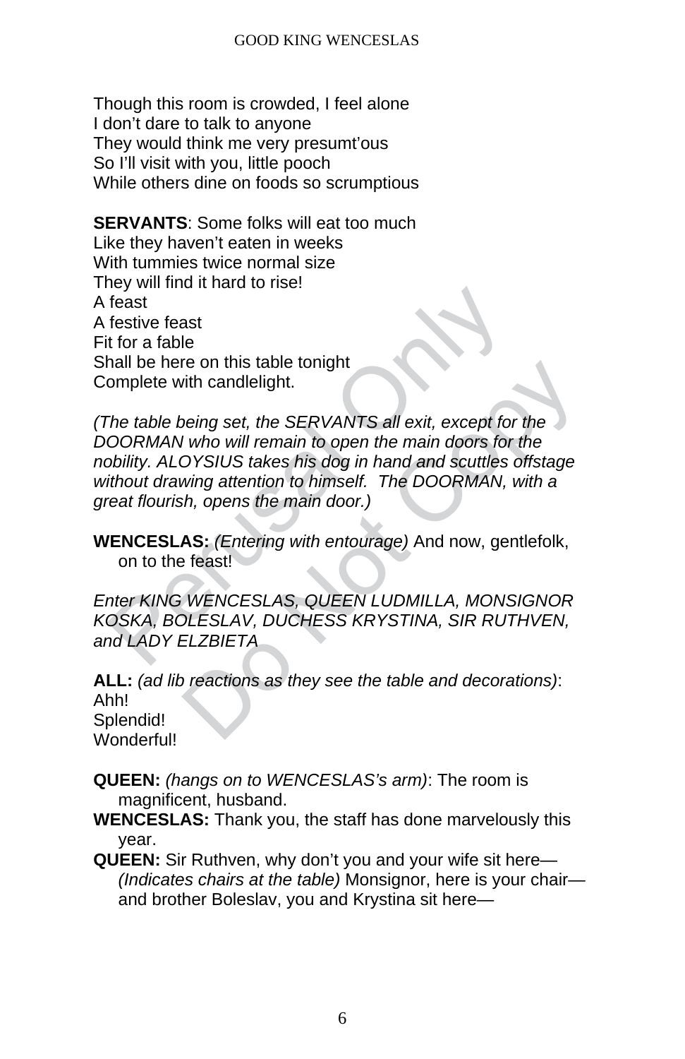Though this room is crowded, I feel alone
I don't dare to talk to anyone
They would think me very presumt'ous
So I'll visit with you, little pooch
While others dine on foods so scrumptious

**SERVANTS**: Some folks will eat too much
Like they haven't eaten in weeks
With tummies twice normal size
They will find it hard to rise!
A feast
A festive feast
Fit for a fable
Shall be here on this table tonight
Complete with candlelight.

*(The table being set, the SERVANTS all exit, except for the DOORMAN who will remain to open the main doors for the nobility. ALOYSIUS takes his dog in hand and scuttles offstage without drawing attention to himself. The DOORMAN, with a great flourish, opens the main door.)*

**WENCESLAS:** *(Entering with entourage)* And now, gentlefolk, on to the feast!

*Enter KING WENCESLAS, QUEEN LUDMILLA, MONSIGNOR KOSKA, BOLESLAV, DUCHESS KRYSTINA, SIR RUTHVEN, and LADY ELZBIETA*

**ALL:** *(ad lib reactions as they see the table and decorations)*:
Ahh!
Splendid!
Wonderful!

**QUEEN:** *(hangs on to WENCESLAS's arm)*: The room is magnificent, husband.

**WENCESLAS:** Thank you, the staff has done marvelously this year.

**QUEEN:** Sir Ruthven, why don't you and your wife sit here— *(Indicates chairs at the table)* Monsignor, here is your chair— and brother Boleslav, you and Krystina sit here—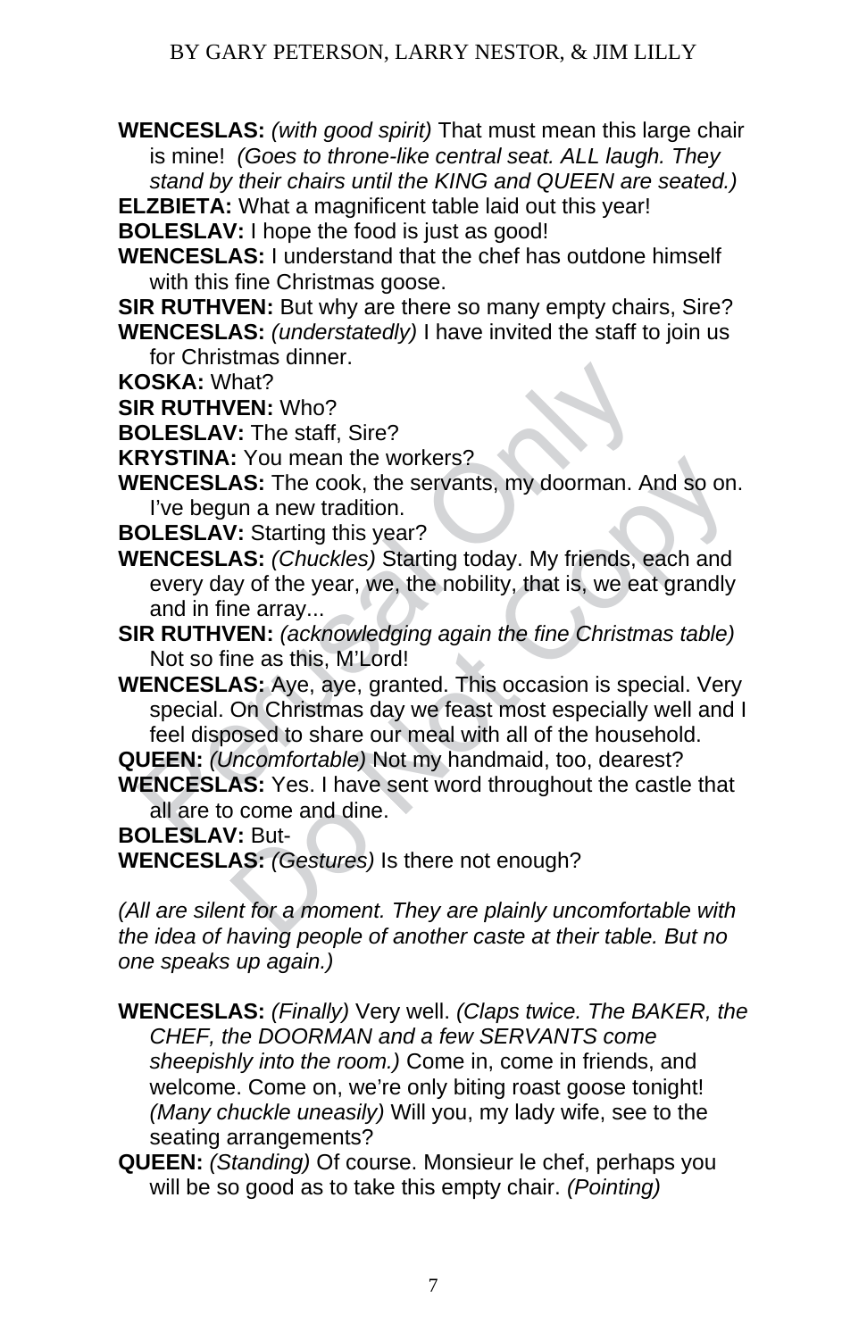**WENCESLAS:** *(with good spirit)* That must mean this large chair is mine! *(Goes to throne-like central seat. ALL laugh. They stand by their chairs until the KING and QUEEN are seated.)*

**ELZBIETA:** What a magnificent table laid out this year!

**BOLESLAV:** I hope the food is just as good!

**WENCESLAS:** I understand that the chef has outdone himself with this fine Christmas goose.

**SIR RUTHVEN:** But why are there so many empty chairs, Sire?

**WENCESLAS:** *(understatedly)* I have invited the staff to join us for Christmas dinner.

**KOSKA:** What?

**SIR RUTHVEN:** Who?

**BOLESLAV:** The staff, Sire?

**KRYSTINA:** You mean the workers?

**WENCESLAS:** The cook, the servants, my doorman. And so on. I've begun a new tradition.

**BOLESLAV:** Starting this year?

**WENCESLAS:** *(Chuckles)* Starting today. My friends, each and every day of the year, we, the nobility, that is, we eat grandly and in fine array...

**SIR RUTHVEN:** *(acknowledging again the fine Christmas table)* Not so fine as this, M'Lord!

**WENCESLAS:** Aye, aye, granted. This occasion is special. Very special. On Christmas day we feast most especially well and I feel disposed to share our meal with all of the household.

**QUEEN:** *(Uncomfortable)* Not my handmaid, too, dearest?

**WENCESLAS:** Yes. I have sent word throughout the castle that all are to come and dine.

**BOLESLAV:** But-

**WENCESLAS:** *(Gestures)* Is there not enough?

*(All are silent for a moment. They are plainly uncomfortable with the idea of having people of another caste at their table. But no one speaks up again.)*

**WENCESLAS:** *(Finally)* Very well. *(Claps twice. The BAKER, the CHEF, the DOORMAN and a few SERVANTS come sheepishly into the room.)* Come in, come in friends, and welcome. Come on, we're only biting roast goose tonight! *(Many chuckle uneasily)* Will you, my lady wife, see to the seating arrangements?

**QUEEN:** *(Standing)* Of course. Monsieur le chef, perhaps you will be so good as to take this empty chair. *(Pointing)*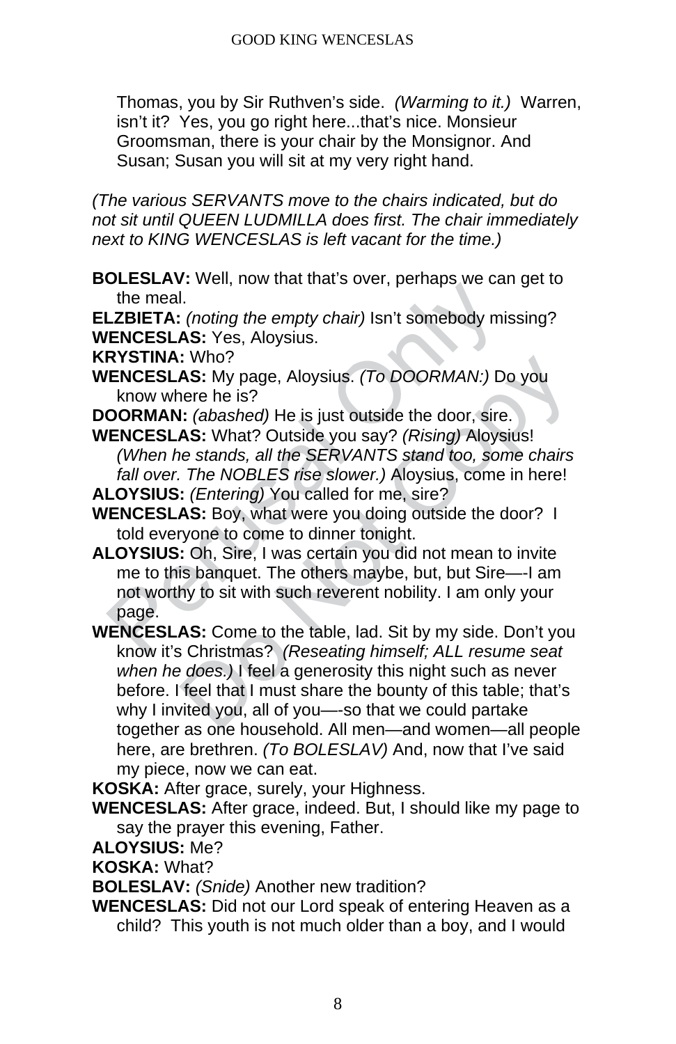Thomas, you by Sir Ruthven's side. *(Warming to it.)* Warren, isn't it? Yes, you go right here...that's nice. Monsieur Groomsman, there is your chair by the Monsignor. And Susan; Susan you will sit at my very right hand.

*(The various SERVANTS move to the chairs indicated, but do not sit until QUEEN LUDMILLA does first. The chair immediately next to KING WENCESLAS is left vacant for the time.)*

**BOLESLAV:** Well, now that that's over, perhaps we can get to the meal.

**ELZBIETA:** *(noting the empty chair)* Isn't somebody missing?

**WENCESLAS:** Yes, Aloysius.

**KRYSTINA:** Who?

**WENCESLAS:** My page, Aloysius. *(To DOORMAN:)* Do you know where he is?

**DOORMAN:** *(abashed)* He is just outside the door, sire.

**WENCESLAS:** What? Outside you say? *(Rising)* Aloysius! *(When he stands, all the SERVANTS stand too, some chairs fall over. The NOBLES rise slower.)* Aloysius, come in here!

**ALOYSIUS:** *(Entering)* You called for me, sire?

**WENCESLAS:** Boy, what were you doing outside the door? I told everyone to come to dinner tonight.

**ALOYSIUS:** Oh, Sire, I was certain you did not mean to invite me to this banquet. The others maybe, but, but Sire—-I am not worthy to sit with such reverent nobility. I am only your page.

**WENCESLAS:** Come to the table, lad. Sit by my side. Don't you know it's Christmas? *(Reseating himself; ALL resume seat when he does.)* I feel a generosity this night such as never before. I feel that I must share the bounty of this table; that's why I invited you, all of you—-so that we could partake together as one household. All men—and women—all people here, are brethren. *(To BOLESLAV)* And, now that I've said my piece, now we can eat.

**KOSKA:** After grace, surely, your Highness.

**WENCESLAS:** After grace, indeed. But, I should like my page to say the prayer this evening, Father.

**ALOYSIUS:** Me?

**KOSKA:** What?

**BOLESLAV:** *(Snide)* Another new tradition?

**WENCESLAS:** Did not our Lord speak of entering Heaven as a child? This youth is not much older than a boy, and I would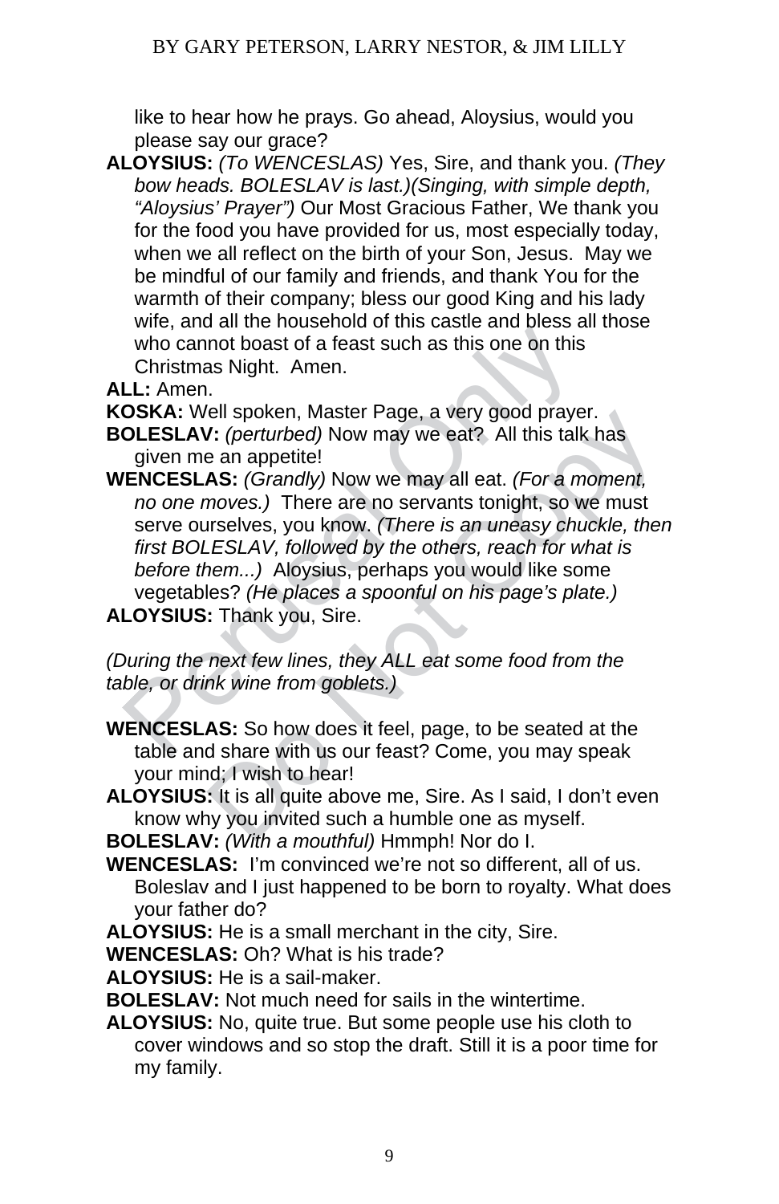like to hear how he prays. Go ahead, Aloysius, would you please say our grace?

**ALOYSIUS:** *(To WENCESLAS)* Yes, Sire, and thank you. *(They bow heads. BOLESLAV is last.)(Singing, with simple depth, "Aloysius' Prayer")* Our Most Gracious Father, We thank you for the food you have provided for us, most especially today, when we all reflect on the birth of your Son, Jesus. May we be mindful of our family and friends, and thank You for the warmth of their company; bless our good King and his lady wife, and all the household of this castle and bless all those who cannot boast of a feast such as this one on this Christmas Night. Amen.

**ALL:** Amen.

**KOSKA:** Well spoken, Master Page, a very good prayer.

**BOLESLAV:** *(perturbed)* Now may we eat? All this talk has given me an appetite!

**WENCESLAS:** *(Grandly)* Now we may all eat. *(For a moment, no one moves.)* There are no servants tonight, so we must serve ourselves, you know. *(There is an uneasy chuckle, then first BOLESLAV, followed by the others, reach for what is before them...)* Aloysius, perhaps you would like some vegetables? *(He places a spoonful on his page's plate.)*

**ALOYSIUS:** Thank you, Sire.

*(During the next few lines, they ALL eat some food from the table, or drink wine from goblets.)*

**WENCESLAS:** So how does it feel, page, to be seated at the table and share with us our feast? Come, you may speak your mind; I wish to hear!

**ALOYSIUS:** It is all quite above me, Sire. As I said, I don't even know why you invited such a humble one as myself.

**BOLESLAV:** *(With a mouthful)* Hmmph! Nor do I.

**WENCESLAS:** I'm convinced we're not so different, all of us. Boleslav and I just happened to be born to royalty. What does your father do?

**ALOYSIUS:** He is a small merchant in the city, Sire.

**WENCESLAS:** Oh? What is his trade?

**ALOYSIUS:** He is a sail-maker.

**BOLESLAV:** Not much need for sails in the wintertime.

**ALOYSIUS:** No, quite true. But some people use his cloth to cover windows and so stop the draft. Still it is a poor time for my family.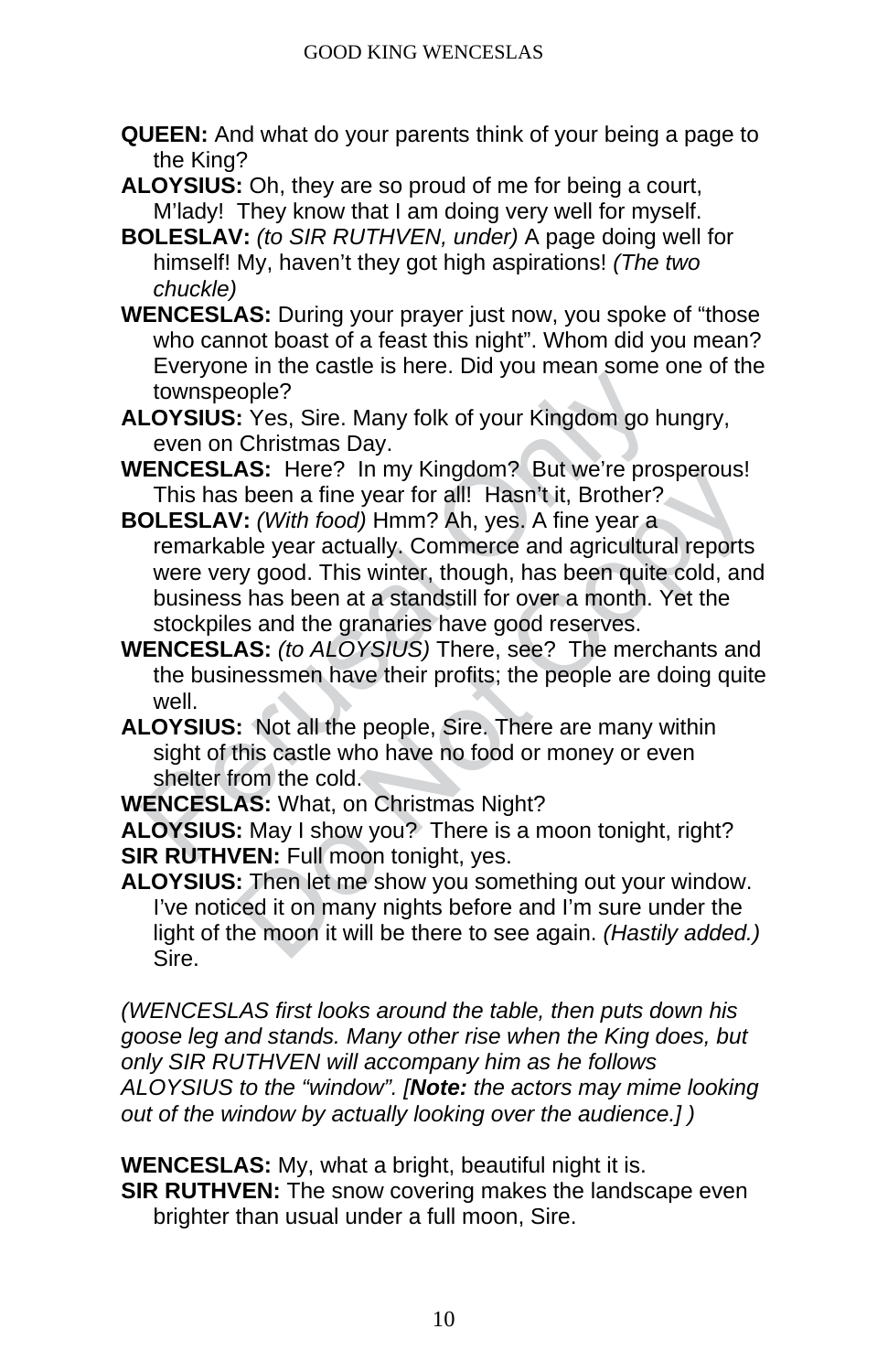**QUEEN:** And what do your parents think of your being a page to the King?

**ALOYSIUS:** Oh, they are so proud of me for being a court, M'lady! They know that I am doing very well for myself.

**BOLESLAV:** *(to SIR RUTHVEN, under)* A page doing well for himself! My, haven't they got high aspirations! *(The two chuckle)*

**WENCESLAS:** During your prayer just now, you spoke of "those who cannot boast of a feast this night". Whom did you mean? Everyone in the castle is here. Did you mean some one of the townspeople?

**ALOYSIUS:** Yes, Sire. Many folk of your Kingdom go hungry, even on Christmas Day.

**WENCESLAS:** Here? In my Kingdom? But we're prosperous! This has been a fine year for all! Hasn't it, Brother?

**BOLESLAV:** *(With food)* Hmm? Ah, yes. A fine year a remarkable year actually. Commerce and agricultural reports were very good. This winter, though, has been quite cold, and business has been at a standstill for over a month. Yet the stockpiles and the granaries have good reserves.

**WENCESLAS:** *(to ALOYSIUS)* There, see? The merchants and the businessmen have their profits; the people are doing quite well.

**ALOYSIUS:** Not all the people, Sire. There are many within sight of this castle who have no food or money or even shelter from the cold.

**WENCESLAS:** What, on Christmas Night?

**ALOYSIUS:** May I show you? There is a moon tonight, right?

**SIR RUTHVEN:** Full moon tonight, yes.

**ALOYSIUS:** Then let me show you something out your window. I've noticed it on many nights before and I'm sure under the light of the moon it will be there to see again. *(Hastily added.)* Sire.

*(WENCESLAS first looks around the table, then puts down his goose leg and stands. Many other rise when the King does, but only SIR RUTHVEN will accompany him as he follows ALOYSIUS to the "window". [**Note:** the actors may mime looking out of the window by actually looking over the audience.] )*

**WENCESLAS:** My, what a bright, beautiful night it is.

**SIR RUTHVEN:** The snow covering makes the landscape even brighter than usual under a full moon, Sire.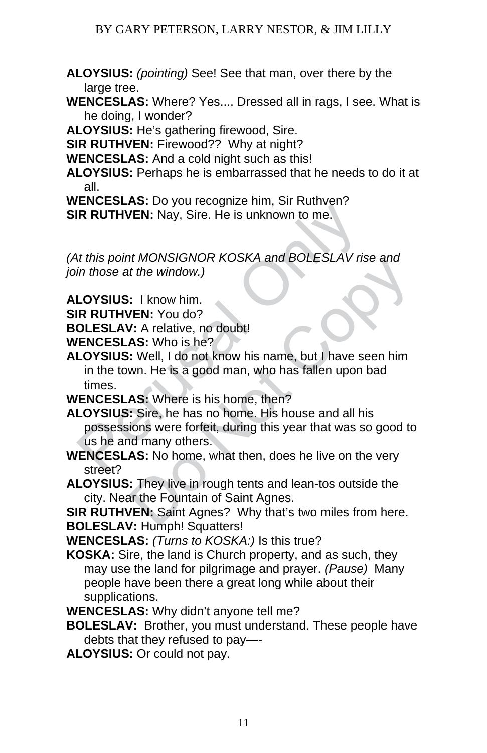**ALOYSIUS:** *(pointing)* See! See that man, over there by the large tree.

**WENCESLAS:** Where? Yes.... Dressed all in rags, I see. What is he doing, I wonder?

**ALOYSIUS:** He's gathering firewood, Sire.

**SIR RUTHVEN:** Firewood?? Why at night?

**WENCESLAS:** And a cold night such as this!

**ALOYSIUS:** Perhaps he is embarrassed that he needs to do it at all.

**WENCESLAS:** Do you recognize him, Sir Ruthven?

**SIR RUTHVEN:** Nay, Sire. He is unknown to me.

*(At this point MONSIGNOR KOSKA and BOLESLAV rise and join those at the window.)*

**ALOYSIUS:** I know him.

**SIR RUTHVEN:** You do?

**BOLESLAV:** A relative, no doubt!

**WENCESLAS:** Who is he?

**ALOYSIUS:** Well, I do not know his name, but I have seen him in the town. He is a good man, who has fallen upon bad times.

**WENCESLAS:** Where is his home, then?

**ALOYSIUS:** Sire, he has no home. His house and all his possessions were forfeit, during this year that was so good to us he and many others.

**WENCESLAS:** No home, what then, does he live on the very street?

**ALOYSIUS:** They live in rough tents and lean-tos outside the city. Near the Fountain of Saint Agnes.

**SIR RUTHVEN:** Saint Agnes? Why that's two miles from here.

**BOLESLAV:** Humph! Squatters!

**WENCESLAS:** *(Turns to KOSKA:)* Is this true?

**KOSKA:** Sire, the land is Church property, and as such, they may use the land for pilgrimage and prayer. *(Pause)* Many people have been there a great long while about their supplications.

**WENCESLAS:** Why didn't anyone tell me?

**BOLESLAV:** Brother, you must understand. These people have debts that they refused to pay—-

**ALOYSIUS:** Or could not pay.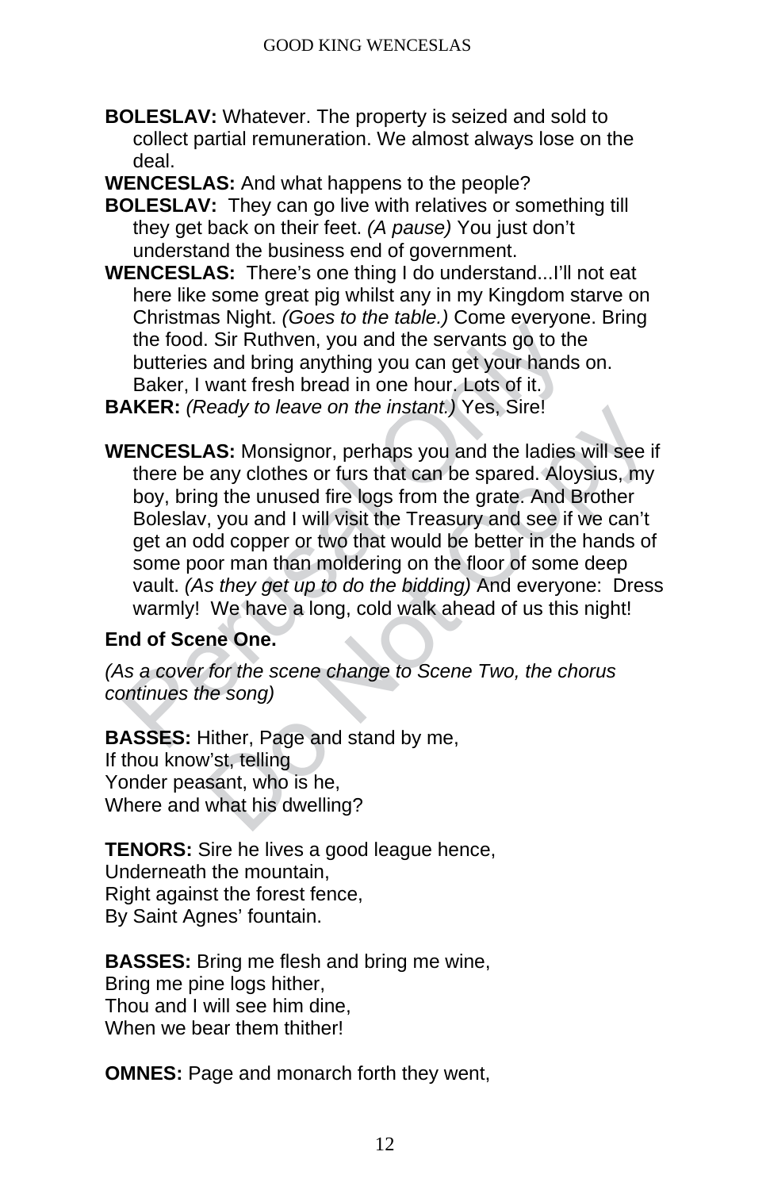**BOLESLAV:** Whatever. The property is seized and sold to collect partial remuneration. We almost always lose on the deal.

**WENCESLAS:** And what happens to the people?

**BOLESLAV:** They can go live with relatives or something till they get back on their feet. *(A pause)* You just don't understand the business end of government.

**WENCESLAS:** There's one thing I do understand...I'll not eat here like some great pig whilst any in my Kingdom starve on Christmas Night. *(Goes to the table.)* Come everyone. Bring the food. Sir Ruthven, you and the servants go to the butteries and bring anything you can get your hands on. Baker, I want fresh bread in one hour. Lots of it.

**BAKER:** *(Ready to leave on the instant.)* Yes, Sire!

**WENCESLAS:** Monsignor, perhaps you and the ladies will see if there be any clothes or furs that can be spared. Aloysius, my boy, bring the unused fire logs from the grate. And Brother Boleslav, you and I will visit the Treasury and see if we can't get an odd copper or two that would be better in the hands of some poor man than moldering on the floor of some deep vault. *(As they get up to do the bidding)* And everyone: Dress warmly! We have a long, cold walk ahead of us this night!

**End of Scene One.**

*(As a cover for the scene change to Scene Two, the chorus continues the song)*

**BASSES:** Hither, Page and stand by me,
If thou know'st, telling
Yonder peasant, who is he,
Where and what his dwelling?

**TENORS:** Sire he lives a good league hence,
Underneath the mountain,
Right against the forest fence,
By Saint Agnes' fountain.

**BASSES:** Bring me flesh and bring me wine,
Bring me pine logs hither,
Thou and I will see him dine,
When we bear them thither!

**OMNES:** Page and monarch forth they went,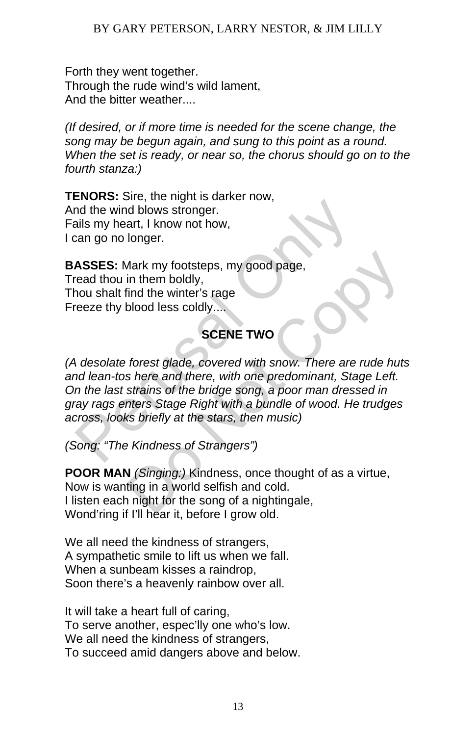Forth they went together.
Through the rude wind's wild lament,
And the bitter weather....

*(If desired, or if more time is needed for the scene change, the song may be begun again, and sung to this point as a round. When the set is ready, or near so, the chorus should go on to the fourth stanza:)*

**TENORS:** Sire, the night is darker now,
And the wind blows stronger.
Fails my heart, I know not how,
I can go no longer.

**BASSES:** Mark my footsteps, my good page,
Tread thou in them boldly,
Thou shalt find the winter's rage
Freeze thy blood less coldly....

## SCENE TWO

*(A desolate forest glade, covered with snow. There are rude huts and lean-tos here and there, with one predominant, Stage Left. On the last strains of the bridge song, a poor man dressed in gray rags enters Stage Right with a bundle of wood. He trudges across, looks briefly at the stars, then music)*

*(Song: "The Kindness of Strangers")*

**POOR MAN** *(Singing:)* Kindness, once thought of as a virtue,
Now is wanting in a world selfish and cold.
I listen each night for the song of a nightingale,
Wond'ring if I'll hear it, before I grow old.

We all need the kindness of strangers,
A sympathetic smile to lift us when we fall.
When a sunbeam kisses a raindrop,
Soon there's a heavenly rainbow over all.

It will take a heart full of caring,
To serve another, espec'lly one who's low.
We all need the kindness of strangers,
To succeed amid dangers above and below.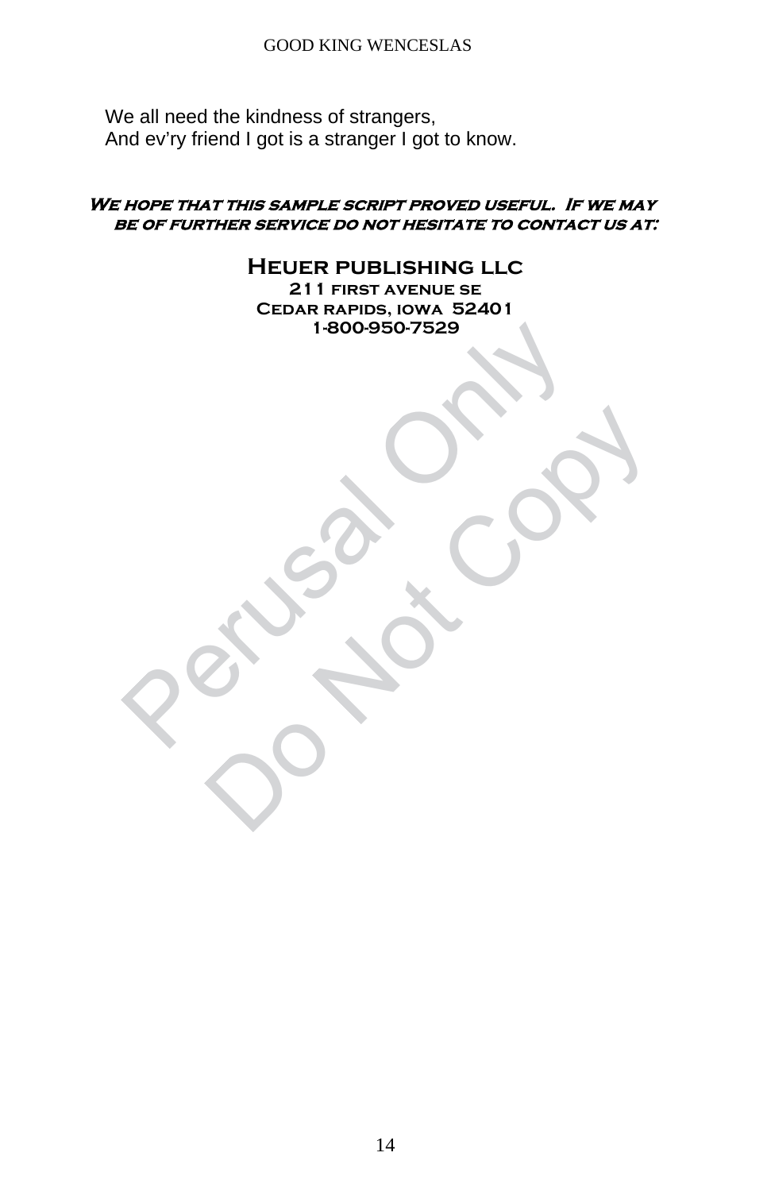We all need the kindness of strangers,
And ev'ry friend I got is a stranger I got to know.

***We hope that this sample script proved useful. If we may be of further service do not hesitate to contact us at:***

**Heuer publishing llc**
**211 first avenue se**
**Cedar rapids, iowa 52401**
**1-800-950-7529**

Perusal Only
Do Not Copy